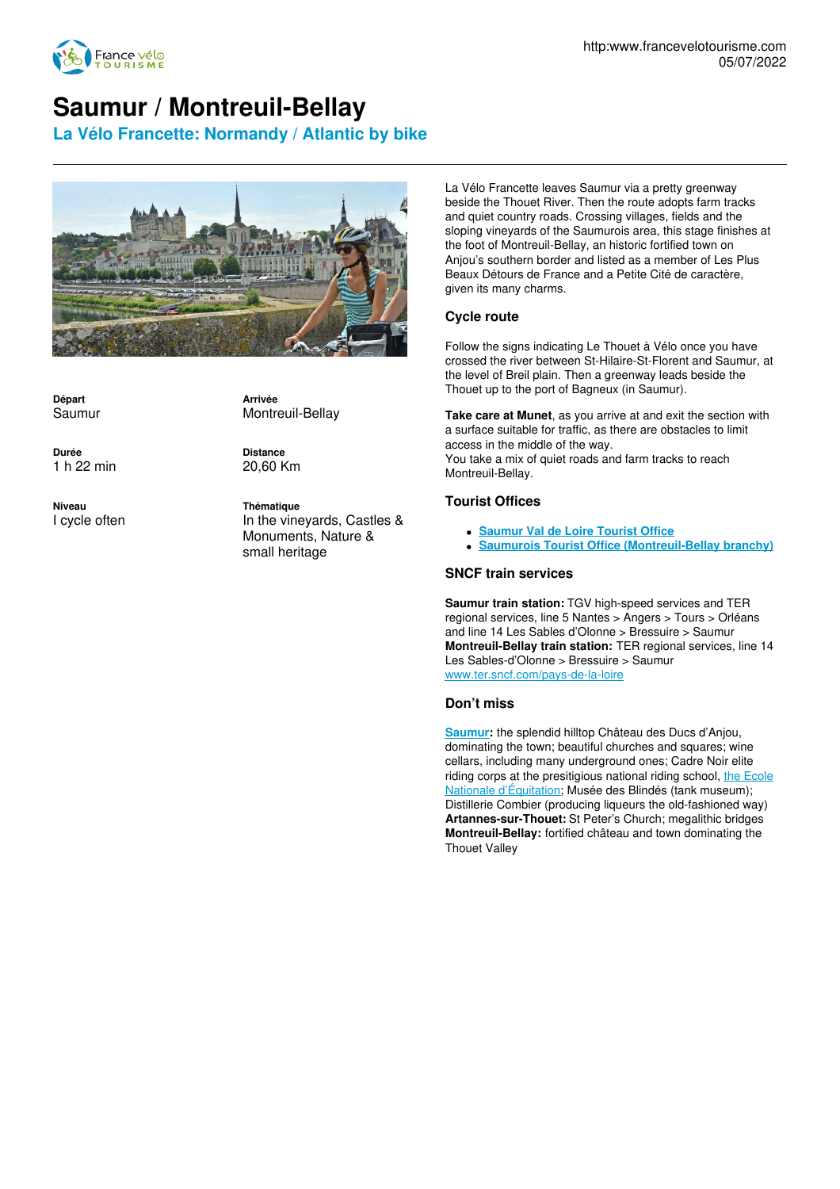http:www.francevelotourisme.com
05/07/2022

# Saumur / Montreuil-Bellay

## La Vélo Francette: Normandy / Atlantic by bike

**Départ**
Saumur

**Arrivée**
Montreuil-Bellay

**Durée**
1 h 22 min

**Distance**
20,60 Km

**Niveau**
I cycle often

**Thématique**
In the vineyards, Castles & Monuments, Nature & small heritage

La Vélo Francette leaves Saumur via a pretty greenway beside the Thouet River. Then the route adopts farm tracks and quiet country roads. Crossing villages, fields and the sloping vineyards of the Saumurois area, this stage finishes at the foot of Montreuil-Bellay, an historic fortified town on Anjou's southern border and listed as a member of Les Plus Beaux Détours de France and a Petite Cité de caractère, given its many charms.

### Cycle route

Follow the signs indicating Le Thouet à Vélo once you have crossed the river between St-Hilaire-St-Florent and Saumur, at the level of Breil plain. Then a greenway leads beside the Thouet up to the port of Bagneux (in Saumur).

**Take care at Munet**, as you arrive at and exit the section with a surface suitable for traffic, as there are obstacles to limit access in the middle of the way.
You take a mix of quiet roads and farm tracks to reach Montreuil-Bellay.

### Tourist Offices

- **Saumur Val de Loire Tourist Office**
- **Saumurois Tourist Office (Montreuil-Bellay branchy)**

### SNCF train services

**Saumur train station:** TGV high-speed services and TER regional services, line 5 Nantes > Angers > Tours > Orléans and line 14 Les Sables d'Olonne > Bressuire > Saumur
**Montreuil-Bellay train station:** TER regional services, line 14 Les Sables-d'Olonne > Bressuire > Saumur
www.ter.sncf.com/pays-de-la-loire

### Don't miss

**Saumur:** the splendid hilltop Château des Ducs d'Anjou, dominating the town; beautiful churches and squares; wine cellars, including many underground ones; Cadre Noir elite riding corps at the presitigious national riding school, the Ecole Nationale d'Équitation; Musée des Blindés (tank museum); Distillerie Combier (producing liqueurs the old-fashioned way)
**Artannes-sur-Thouet:** St Peter's Church; megalithic bridges
**Montreuil-Bellay:** fortified château and town dominating the Thouet Valley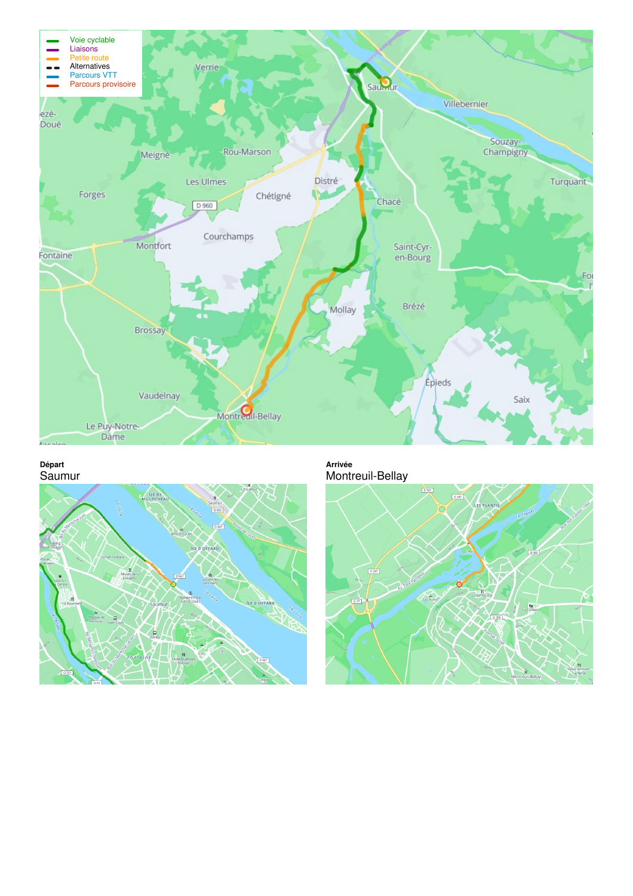Voie cyclable
Liaisons
Petite route
Alternatives
Parcours VTT
Parcours provisoire

Verrie
Saumur
Villebernier
Souzay-Champigny
Turquant
Meigné
Rou-Marson
Les Ulmes
Distré
Forges
Chétigné
Chacé
D 960
Courchamps
Montfort
Saint-Cyr-en-Bourg
Fontaine
Mollay
Brézé
Brossay
Épieds
Saix
Vaudelnay
Montreuil-Bellay
Le Puy-Notre-Dame

**Départ**

Saumur

**Arrivée**

Montreuil-Bellay